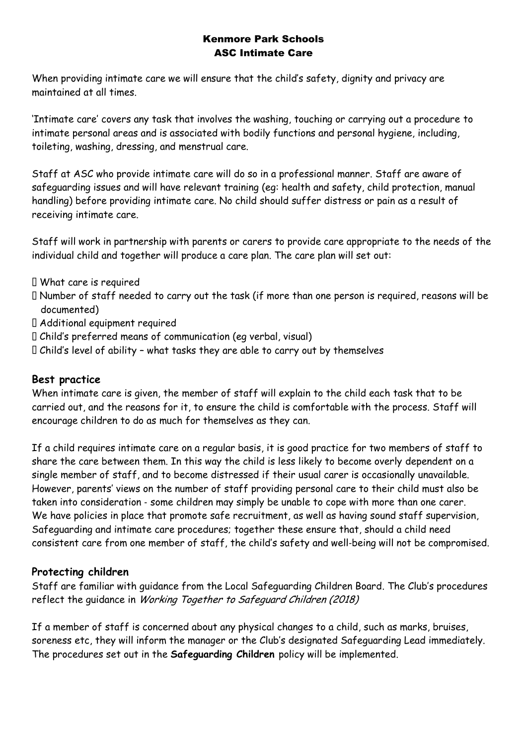# Kenmore Park Schools
# ASC Intimate Care

When providing intimate care we will ensure that the child's safety, dignity and privacy are maintained at all times.

'Intimate care' covers any task that involves the washing, touching or carrying out a procedure to intimate personal areas and is associated with bodily functions and personal hygiene, including, toileting, washing, dressing, and menstrual care.

Staff at ASC who provide intimate care will do so in a professional manner. Staff are aware of safeguarding issues and will have relevant training (eg: health and safety, child protection, manual handling) before providing intimate care. No child should suffer distress or pain as a result of receiving intimate care.

Staff will work in partnership with parents or carers to provide care appropriate to the needs of the individual child and together will produce a care plan. The care plan will set out:

- What care is required
- Number of staff needed to carry out the task (if more than one person is required, reasons will be documented)
- Additional equipment required
- Child's preferred means of communication (eg verbal, visual)
- Child's level of ability – what tasks they are able to carry out by themselves

## Best practice

When intimate care is given, the member of staff will explain to the child each task that to be carried out, and the reasons for it, to ensure the child is comfortable with the process. Staff will encourage children to do as much for themselves as they can.

If a child requires intimate care on a regular basis, it is good practice for two members of staff to share the care between them. In this way the child is less likely to become overly dependent on a single member of staff, and to become distressed if their usual carer is occasionally unavailable. However, parents' views on the number of staff providing personal care to their child must also be taken into consideration - some children may simply be unable to cope with more than one carer. We have policies in place that promote safe recruitment, as well as having sound staff supervision, Safeguarding and intimate care procedures; together these ensure that, should a child need consistent care from one member of staff, the child's safety and well-being will not be compromised.

## Protecting children

Staff are familiar with guidance from the Local Safeguarding Children Board. The Club's procedures reflect the guidance in *Working Together to Safeguard Children (2018)*

If a member of staff is concerned about any physical changes to a child, such as marks, bruises, soreness etc, they will inform the manager or the Club's designated Safeguarding Lead immediately. The procedures set out in the **Safeguarding Children** policy will be implemented.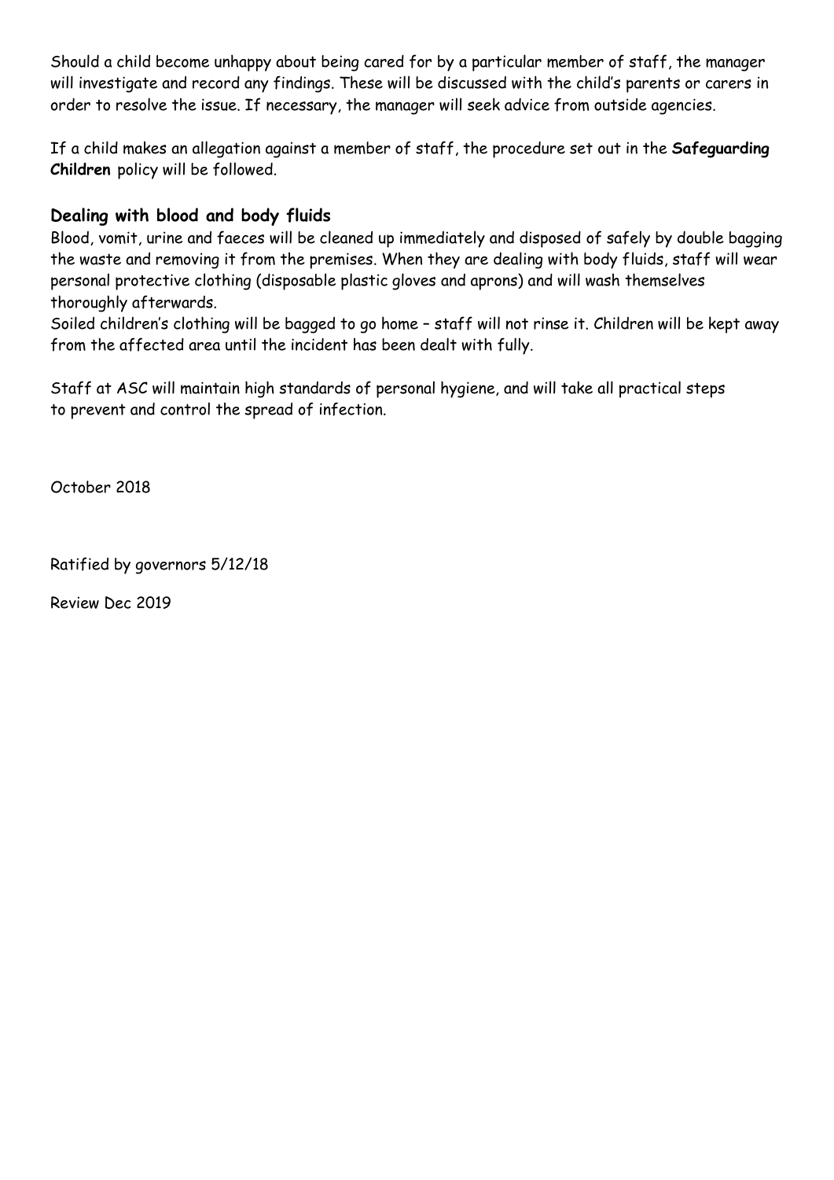Should a child become unhappy about being cared for by a particular member of staff, the manager will investigate and record any findings. These will be discussed with the child's parents or carers in order to resolve the issue. If necessary, the manager will seek advice from outside agencies.

If a child makes an allegation against a member of staff, the procedure set out in the **Safeguarding Children** policy will be followed.

## Dealing with blood and body fluids

Blood, vomit, urine and faeces will be cleaned up immediately and disposed of safely by double bagging the waste and removing it from the premises. When they are dealing with body fluids, staff will wear personal protective clothing (disposable plastic gloves and aprons) and will wash themselves thoroughly afterwards.

Soiled children's clothing will be bagged to go home – staff will not rinse it. Children will be kept away from the affected area until the incident has been dealt with fully.

Staff at ASC will maintain high standards of personal hygiene, and will take all practical steps to prevent and control the spread of infection.

October 2018

Ratified by governors 5/12/18

Review Dec 2019